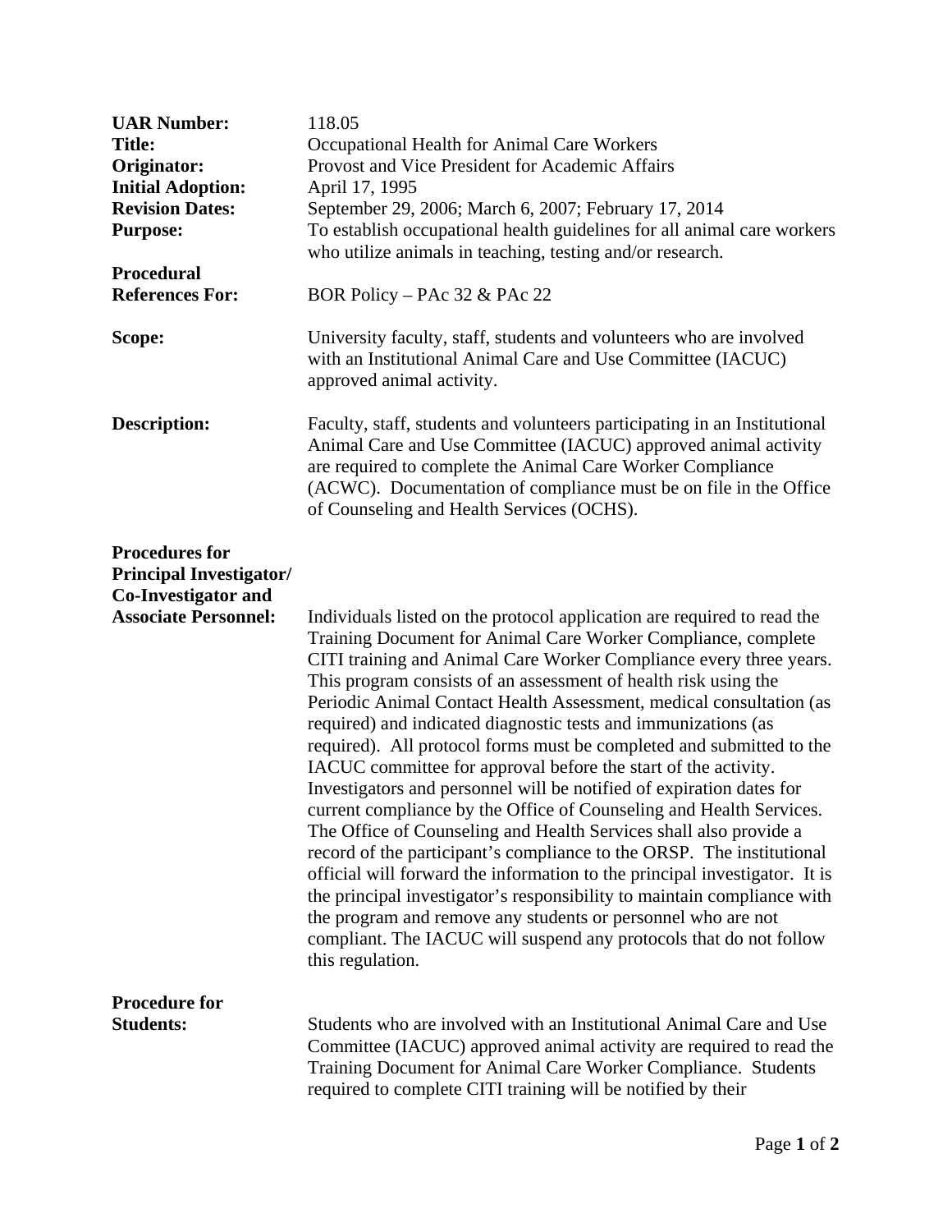**UAR Number:** 118.05

**Title:** Occupational Health for Animal Care Workers

**Originator:** Provost and Vice President for Academic Affairs

**Initial Adoption:** April 17, 1995

**Revision Dates:** September 29, 2006; March 6, 2007; February 17, 2014

**Purpose:** To establish occupational health guidelines for all animal care workers who utilize animals in teaching, testing and/or research.

**Procedural References For:** BOR Policy – PAc 32 & PAc 22

**Scope:** University faculty, staff, students and volunteers who are involved with an Institutional Animal Care and Use Committee (IACUC) approved animal activity.

**Description:** Faculty, staff, students and volunteers participating in an Institutional Animal Care and Use Committee (IACUC) approved animal activity are required to complete the Animal Care Worker Compliance (ACWC). Documentation of compliance must be on file in the Office of Counseling and Health Services (OCHS).

**Procedures for Principal Investigator/ Co-Investigator and Associate Personnel:** Individuals listed on the protocol application are required to read the Training Document for Animal Care Worker Compliance, complete CITI training and Animal Care Worker Compliance every three years. This program consists of an assessment of health risk using the Periodic Animal Contact Health Assessment, medical consultation (as required) and indicated diagnostic tests and immunizations (as required). All protocol forms must be completed and submitted to the IACUC committee for approval before the start of the activity. Investigators and personnel will be notified of expiration dates for current compliance by the Office of Counseling and Health Services. The Office of Counseling and Health Services shall also provide a record of the participant's compliance to the ORSP. The institutional official will forward the information to the principal investigator. It is the principal investigator's responsibility to maintain compliance with the program and remove any students or personnel who are not compliant. The IACUC will suspend any protocols that do not follow this regulation.

**Procedure for Students:** Students who are involved with an Institutional Animal Care and Use Committee (IACUC) approved animal activity are required to read the Training Document for Animal Care Worker Compliance. Students required to complete CITI training will be notified by their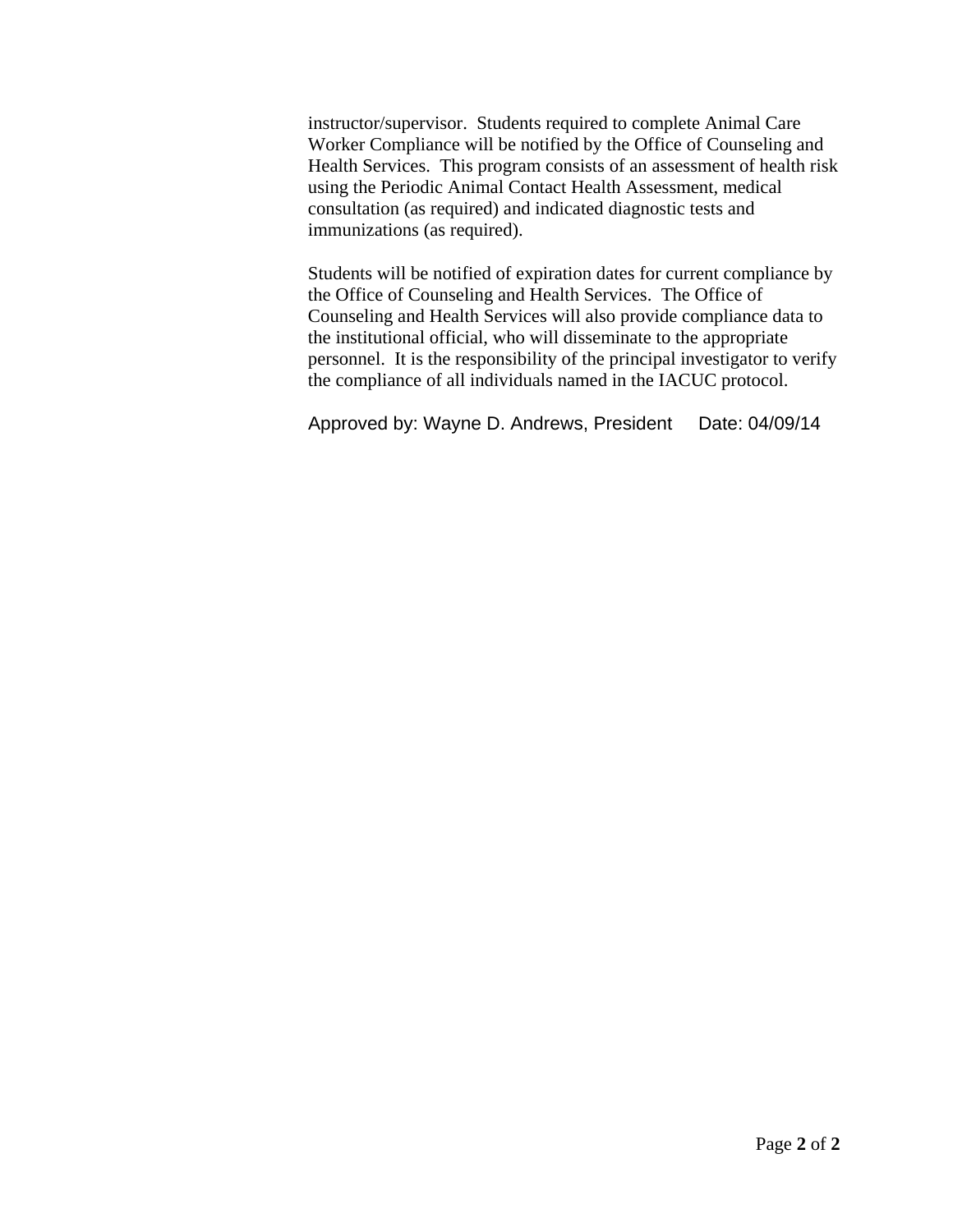instructor/supervisor. Students required to complete Animal Care Worker Compliance will be notified by the Office of Counseling and Health Services. This program consists of an assessment of health risk using the Periodic Animal Contact Health Assessment, medical consultation (as required) and indicated diagnostic tests and immunizations (as required).

Students will be notified of expiration dates for current compliance by the Office of Counseling and Health Services. The Office of Counseling and Health Services will also provide compliance data to the institutional official, who will disseminate to the appropriate personnel. It is the responsibility of the principal investigator to verify the compliance of all individuals named in the IACUC protocol.

Approved by: Wayne D. Andrews, President     Date: 04/09/14